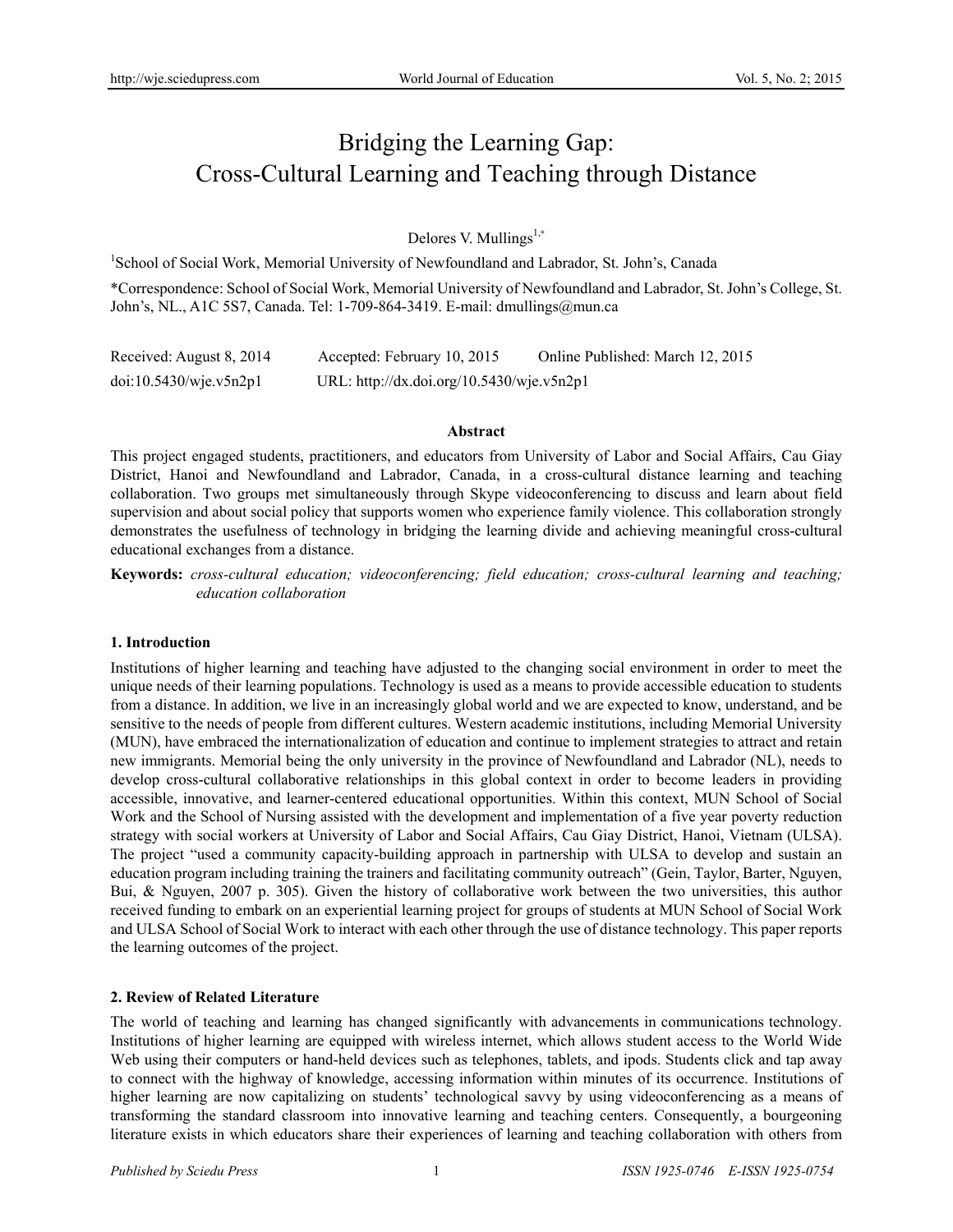# Bridging the Learning Gap: Cross-Cultural Learning and Teaching through Distance

Delores V. Mullings[1,*]

[1]School of Social Work, Memorial University of Newfoundland and Labrador, St. John's, Canada

*Correspondence: School of Social Work, Memorial University of Newfoundland and Labrador, St. John's College, St. John's, NL., A1C 5S7, Canada. Tel: 1-709-864-3419. E-mail: dmullings@mun.ca

Received: August 8, 2014  Accepted: February 10, 2015  Online Published: March 12, 2015

doi:10.5430/wje.v5n2p1  URL: http://dx.doi.org/10.5430/wje.v5n2p1

### Abstract

This project engaged students, practitioners, and educators from University of Labor and Social Affairs, Cau Giay District, Hanoi and Newfoundland and Labrador, Canada, in a cross-cultural distance learning and teaching collaboration. Two groups met simultaneously through Skype videoconferencing to discuss and learn about field supervision and about social policy that supports women who experience family violence. This collaboration strongly demonstrates the usefulness of technology in bridging the learning divide and achieving meaningful cross-cultural educational exchanges from a distance.

**Keywords:** *cross-cultural education; videoconferencing; field education; cross-cultural learning and teaching; education collaboration*

## 1. Introduction

Institutions of higher learning and teaching have adjusted to the changing social environment in order to meet the unique needs of their learning populations. Technology is used as a means to provide accessible education to students from a distance. In addition, we live in an increasingly global world and we are expected to know, understand, and be sensitive to the needs of people from different cultures. Western academic institutions, including Memorial University (MUN), have embraced the internationalization of education and continue to implement strategies to attract and retain new immigrants. Memorial being the only university in the province of Newfoundland and Labrador (NL), needs to develop cross-cultural collaborative relationships in this global context in order to become leaders in providing accessible, innovative, and learner-centered educational opportunities. Within this context, MUN School of Social Work and the School of Nursing assisted with the development and implementation of a five year poverty reduction strategy with social workers at University of Labor and Social Affairs, Cau Giay District, Hanoi, Vietnam (ULSA). The project "used a community capacity-building approach in partnership with ULSA to develop and sustain an education program including training the trainers and facilitating community outreach" (Gein, Taylor, Barter, Nguyen, Bui, & Nguyen, 2007 p. 305). Given the history of collaborative work between the two universities, this author received funding to embark on an experiential learning project for groups of students at MUN School of Social Work and ULSA School of Social Work to interact with each other through the use of distance technology. This paper reports the learning outcomes of the project.

## 2. Review of Related Literature

The world of teaching and learning has changed significantly with advancements in communications technology. Institutions of higher learning are equipped with wireless internet, which allows student access to the World Wide Web using their computers or hand-held devices such as telephones, tablets, and ipods. Students click and tap away to connect with the highway of knowledge, accessing information within minutes of its occurrence. Institutions of higher learning are now capitalizing on students' technological savvy by using videoconferencing as a means of transforming the standard classroom into innovative learning and teaching centers. Consequently, a bourgeoning literature exists in which educators share their experiences of learning and teaching collaboration with others from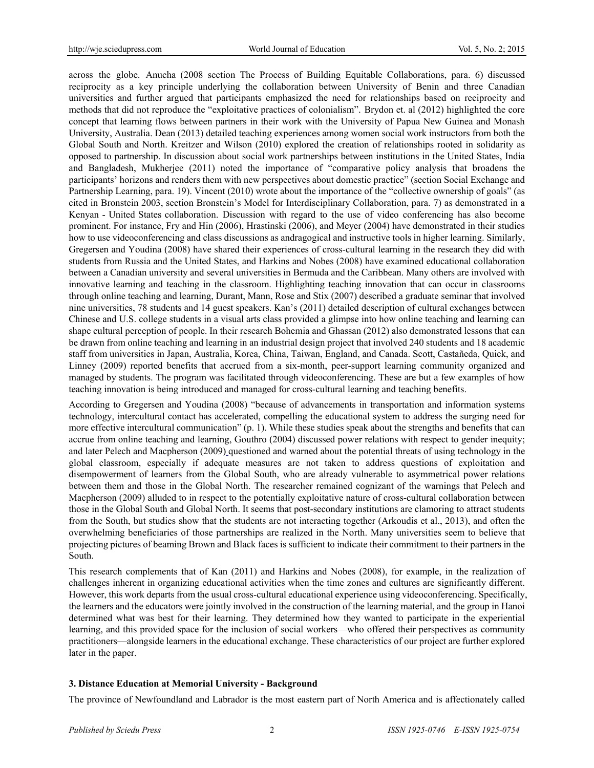across the globe. Anucha (2008 section The Process of Building Equitable Collaborations, para. 6) discussed reciprocity as a key principle underlying the collaboration between University of Benin and three Canadian universities and further argued that participants emphasized the need for relationships based on reciprocity and methods that did not reproduce the "exploitative practices of colonialism". Brydon et. al (2012) highlighted the core concept that learning flows between partners in their work with the University of Papua New Guinea and Monash University, Australia. Dean (2013) detailed teaching experiences among women social work instructors from both the Global South and North. Kreitzer and Wilson (2010) explored the creation of relationships rooted in solidarity as opposed to partnership. In discussion about social work partnerships between institutions in the United States, India and Bangladesh, Mukherjee (2011) noted the importance of "comparative policy analysis that broadens the participants' horizons and renders them with new perspectives about domestic practice" (section Social Exchange and Partnership Learning, para. 19). Vincent (2010) wrote about the importance of the "collective ownership of goals" (as cited in Bronstein 2003, section Bronstein's Model for Interdisciplinary Collaboration, para. 7) as demonstrated in a Kenyan - United States collaboration. Discussion with regard to the use of video conferencing has also become prominent. For instance, Fry and Hin (2006), Hrastinski (2006), and Meyer (2004) have demonstrated in their studies how to use videoconferencing and class discussions as andragogical and instructive tools in higher learning. Similarly, Gregersen and Youdina (2008) have shared their experiences of cross-cultural learning in the research they did with students from Russia and the United States, and Harkins and Nobes (2008) have examined educational collaboration between a Canadian university and several universities in Bermuda and the Caribbean. Many others are involved with innovative learning and teaching in the classroom. Highlighting teaching innovation that can occur in classrooms through online teaching and learning, Durant, Mann, Rose and Stix (2007) described a graduate seminar that involved nine universities, 78 students and 14 guest speakers. Kan's (2011) detailed description of cultural exchanges between Chinese and U.S. college students in a visual arts class provided a glimpse into how online teaching and learning can shape cultural perception of people. In their research Bohemia and Ghassan (2012) also demonstrated lessons that can be drawn from online teaching and learning in an industrial design project that involved 240 students and 18 academic staff from universities in Japan, Australia, Korea, China, Taiwan, England, and Canada. Scott, Castañeda, Quick, and Linney (2009) reported benefits that accrued from a six-month, peer-support learning community organized and managed by students. The program was facilitated through videoconferencing. These are but a few examples of how teaching innovation is being introduced and managed for cross-cultural learning and teaching benefits.

According to Gregersen and Youdina (2008) "because of advancements in transportation and information systems technology, intercultural contact has accelerated, compelling the educational system to address the surging need for more effective intercultural communication" (p. 1). While these studies speak about the strengths and benefits that can accrue from online teaching and learning, Gouthro (2004) discussed power relations with respect to gender inequity; and later Pelech and Macpherson (2009) questioned and warned about the potential threats of using technology in the global classroom, especially if adequate measures are not taken to address questions of exploitation and disempowerment of learners from the Global South, who are already vulnerable to asymmetrical power relations between them and those in the Global North. The researcher remained cognizant of the warnings that Pelech and Macpherson (2009) alluded to in respect to the potentially exploitative nature of cross-cultural collaboration between those in the Global South and Global North. It seems that post-secondary institutions are clamoring to attract students from the South, but studies show that the students are not interacting together (Arkoudis et al., 2013), and often the overwhelming beneficiaries of those partnerships are realized in the North. Many universities seem to believe that projecting pictures of beaming Brown and Black faces is sufficient to indicate their commitment to their partners in the South.

This research complements that of Kan (2011) and Harkins and Nobes (2008), for example, in the realization of challenges inherent in organizing educational activities when the time zones and cultures are significantly different. However, this work departs from the usual cross-cultural educational experience using videoconferencing. Specifically, the learners and the educators were jointly involved in the construction of the learning material, and the group in Hanoi determined what was best for their learning. They determined how they wanted to participate in the experiential learning, and this provided space for the inclusion of social workers—who offered their perspectives as community practitioners—alongside learners in the educational exchange. These characteristics of our project are further explored later in the paper.

## 3. Distance Education at Memorial University - Background

The province of Newfoundland and Labrador is the most eastern part of North America and is affectionately called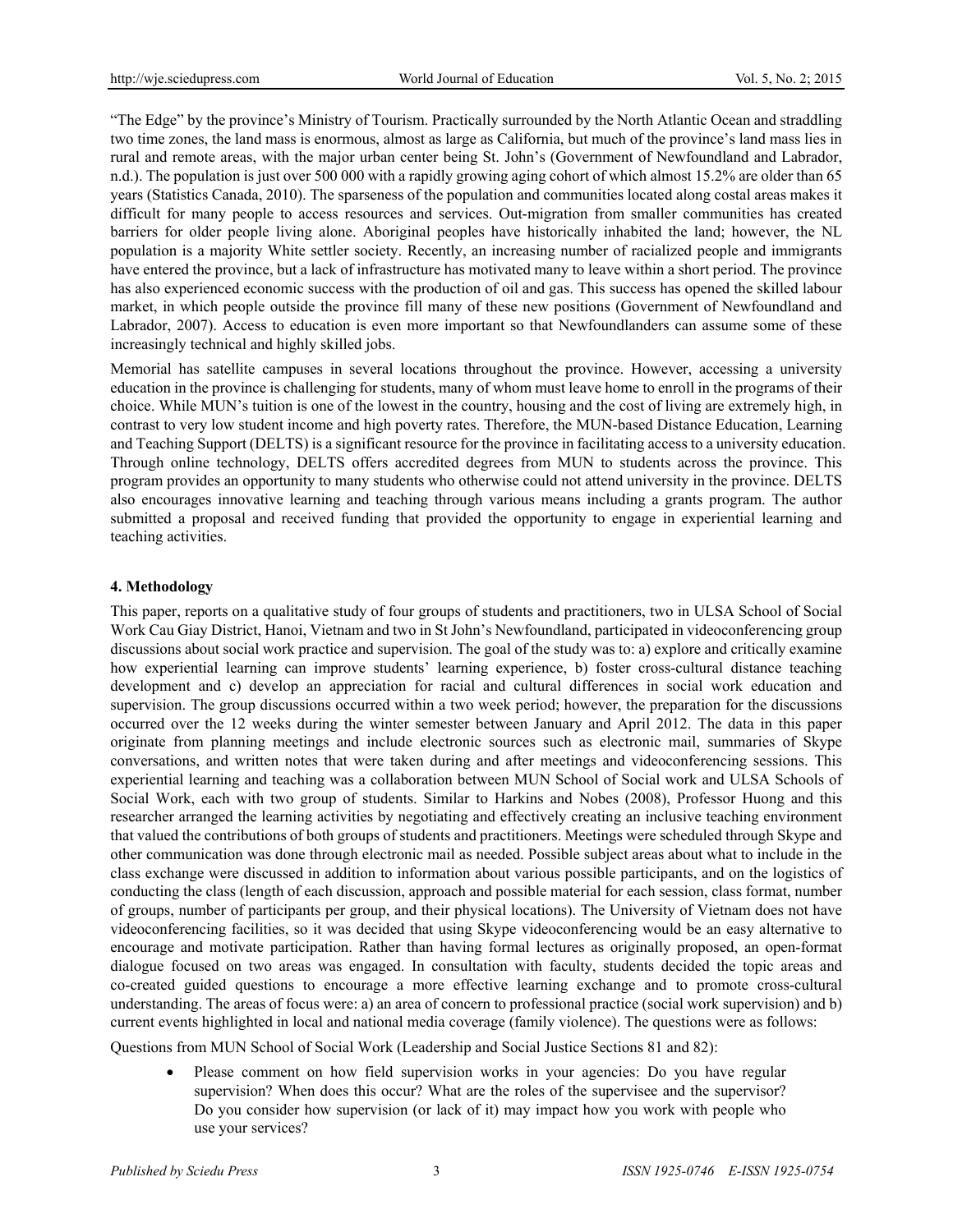"The Edge" by the province's Ministry of Tourism. Practically surrounded by the North Atlantic Ocean and straddling two time zones, the land mass is enormous, almost as large as California, but much of the province's land mass lies in rural and remote areas, with the major urban center being St. John's (Government of Newfoundland and Labrador, n.d.). The population is just over 500 000 with a rapidly growing aging cohort of which almost 15.2% are older than 65 years (Statistics Canada, 2010). The sparseness of the population and communities located along costal areas makes it difficult for many people to access resources and services. Out-migration from smaller communities has created barriers for older people living alone. Aboriginal peoples have historically inhabited the land; however, the NL population is a majority White settler society. Recently, an increasing number of racialized people and immigrants have entered the province, but a lack of infrastructure has motivated many to leave within a short period. The province has also experienced economic success with the production of oil and gas. This success has opened the skilled labour market, in which people outside the province fill many of these new positions (Government of Newfoundland and Labrador, 2007). Access to education is even more important so that Newfoundlanders can assume some of these increasingly technical and highly skilled jobs.

Memorial has satellite campuses in several locations throughout the province. However, accessing a university education in the province is challenging for students, many of whom must leave home to enroll in the programs of their choice. While MUN's tuition is one of the lowest in the country, housing and the cost of living are extremely high, in contrast to very low student income and high poverty rates. Therefore, the MUN-based Distance Education, Learning and Teaching Support (DELTS) is a significant resource for the province in facilitating access to a university education. Through online technology, DELTS offers accredited degrees from MUN to students across the province. This program provides an opportunity to many students who otherwise could not attend university in the province. DELTS also encourages innovative learning and teaching through various means including a grants program. The author submitted a proposal and received funding that provided the opportunity to engage in experiential learning and teaching activities.

## 4. Methodology

This paper, reports on a qualitative study of four groups of students and practitioners, two in ULSA School of Social Work Cau Giay District, Hanoi, Vietnam and two in St John's Newfoundland, participated in videoconferencing group discussions about social work practice and supervision. The goal of the study was to: a) explore and critically examine how experiential learning can improve students' learning experience, b) foster cross-cultural distance teaching development and c) develop an appreciation for racial and cultural differences in social work education and supervision. The group discussions occurred within a two week period; however, the preparation for the discussions occurred over the 12 weeks during the winter semester between January and April 2012. The data in this paper originate from planning meetings and include electronic sources such as electronic mail, summaries of Skype conversations, and written notes that were taken during and after meetings and videoconferencing sessions. This experiential learning and teaching was a collaboration between MUN School of Social work and ULSA Schools of Social Work, each with two group of students. Similar to Harkins and Nobes (2008), Professor Huong and this researcher arranged the learning activities by negotiating and effectively creating an inclusive teaching environment that valued the contributions of both groups of students and practitioners. Meetings were scheduled through Skype and other communication was done through electronic mail as needed. Possible subject areas about what to include in the class exchange were discussed in addition to information about various possible participants, and on the logistics of conducting the class (length of each discussion, approach and possible material for each session, class format, number of groups, number of participants per group, and their physical locations). The University of Vietnam does not have videoconferencing facilities, so it was decided that using Skype videoconferencing would be an easy alternative to encourage and motivate participation. Rather than having formal lectures as originally proposed, an open-format dialogue focused on two areas was engaged. In consultation with faculty, students decided the topic areas and co-created guided questions to encourage a more effective learning exchange and to promote cross-cultural understanding. The areas of focus were: a) an area of concern to professional practice (social work supervision) and b) current events highlighted in local and national media coverage (family violence). The questions were as follows:

Questions from MUN School of Social Work (Leadership and Social Justice Sections 81 and 82):

- Please comment on how field supervision works in your agencies: Do you have regular supervision? When does this occur? What are the roles of the supervisee and the supervisor? Do you consider how supervision (or lack of it) may impact how you work with people who use your services?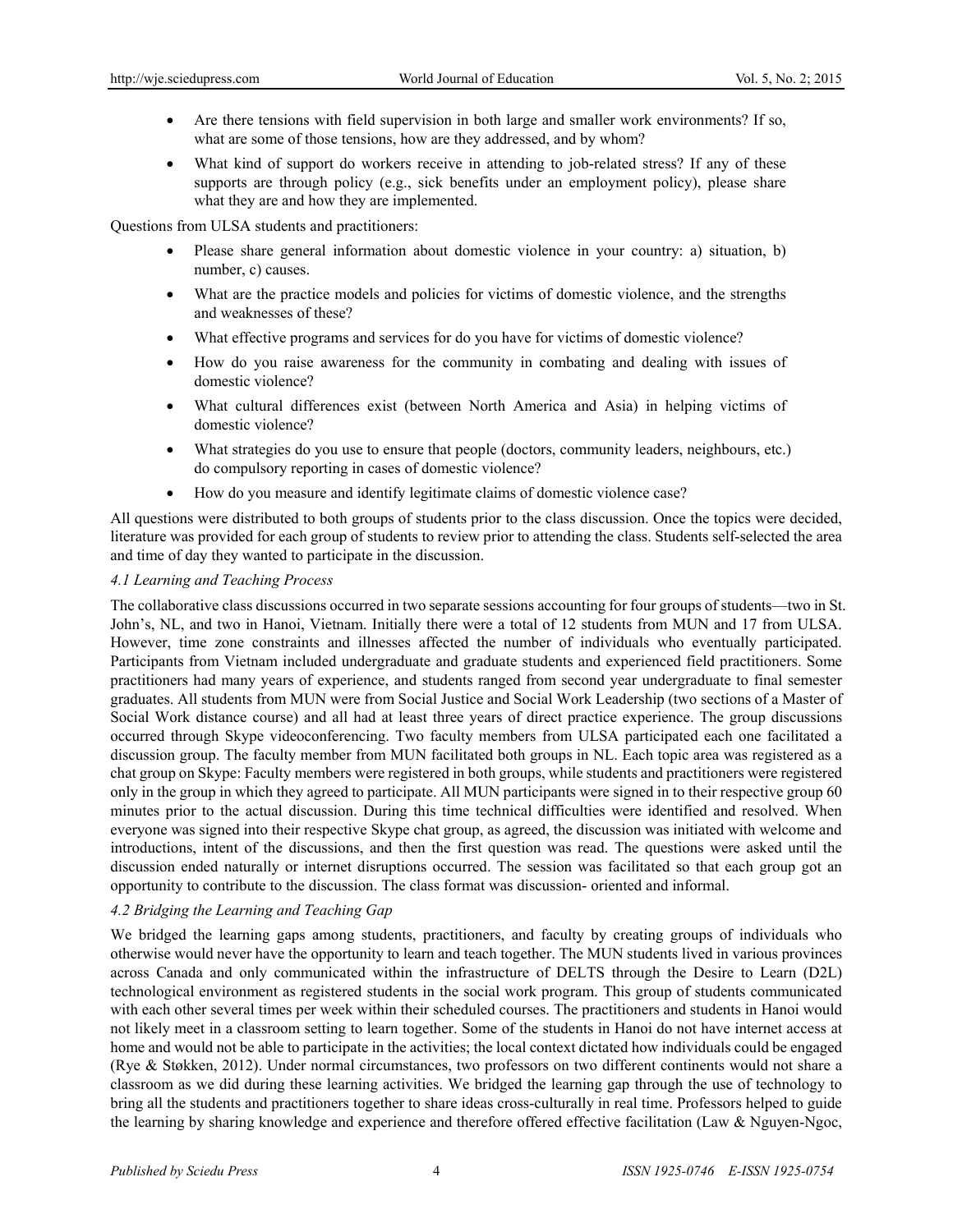- Are there tensions with field supervision in both large and smaller work environments? If so, what are some of those tensions, how are they addressed, and by whom?
- What kind of support do workers receive in attending to job-related stress? If any of these supports are through policy (e.g., sick benefits under an employment policy), please share what they are and how they are implemented.

Questions from ULSA students and practitioners:

- Please share general information about domestic violence in your country: a) situation, b) number, c) causes.
- What are the practice models and policies for victims of domestic violence, and the strengths and weaknesses of these?
- What effective programs and services for do you have for victims of domestic violence?
- How do you raise awareness for the community in combating and dealing with issues of domestic violence?
- What cultural differences exist (between North America and Asia) in helping victims of domestic violence?
- What strategies do you use to ensure that people (doctors, community leaders, neighbours, etc.) do compulsory reporting in cases of domestic violence?
- How do you measure and identify legitimate claims of domestic violence case?

All questions were distributed to both groups of students prior to the class discussion. Once the topics were decided, literature was provided for each group of students to review prior to attending the class. Students self-selected the area and time of day they wanted to participate in the discussion.

### *4.1 Learning and Teaching Process*

The collaborative class discussions occurred in two separate sessions accounting for four groups of students—two in St. John's, NL, and two in Hanoi, Vietnam. Initially there were a total of 12 students from MUN and 17 from ULSA. However, time zone constraints and illnesses affected the number of individuals who eventually participated. Participants from Vietnam included undergraduate and graduate students and experienced field practitioners. Some practitioners had many years of experience, and students ranged from second year undergraduate to final semester graduates. All students from MUN were from Social Justice and Social Work Leadership (two sections of a Master of Social Work distance course) and all had at least three years of direct practice experience. The group discussions occurred through Skype videoconferencing. Two faculty members from ULSA participated each one facilitated a discussion group. The faculty member from MUN facilitated both groups in NL. Each topic area was registered as a chat group on Skype: Faculty members were registered in both groups, while students and practitioners were registered only in the group in which they agreed to participate. All MUN participants were signed in to their respective group 60 minutes prior to the actual discussion. During this time technical difficulties were identified and resolved. When everyone was signed into their respective Skype chat group, as agreed, the discussion was initiated with welcome and introductions, intent of the discussions, and then the first question was read. The questions were asked until the discussion ended naturally or internet disruptions occurred. The session was facilitated so that each group got an opportunity to contribute to the discussion. The class format was discussion- oriented and informal.

### *4.2 Bridging the Learning and Teaching Gap*

We bridged the learning gaps among students, practitioners, and faculty by creating groups of individuals who otherwise would never have the opportunity to learn and teach together. The MUN students lived in various provinces across Canada and only communicated within the infrastructure of DELTS through the Desire to Learn (D2L) technological environment as registered students in the social work program. This group of students communicated with each other several times per week within their scheduled courses. The practitioners and students in Hanoi would not likely meet in a classroom setting to learn together. Some of the students in Hanoi do not have internet access at home and would not be able to participate in the activities; the local context dictated how individuals could be engaged (Rye & Støkken, 2012). Under normal circumstances, two professors on two different continents would not share a classroom as we did during these learning activities. We bridged the learning gap through the use of technology to bring all the students and practitioners together to share ideas cross-culturally in real time. Professors helped to guide the learning by sharing knowledge and experience and therefore offered effective facilitation (Law & Nguyen-Ngoc,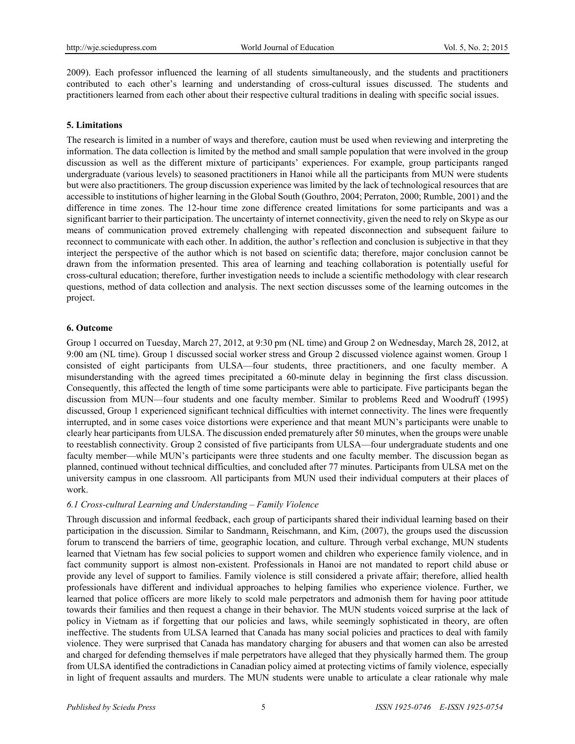2009). Each professor influenced the learning of all students simultaneously, and the students and practitioners contributed to each other's learning and understanding of cross-cultural issues discussed. The students and practitioners learned from each other about their respective cultural traditions in dealing with specific social issues.

## 5. Limitations

The research is limited in a number of ways and therefore, caution must be used when reviewing and interpreting the information. The data collection is limited by the method and small sample population that were involved in the group discussion as well as the different mixture of participants' experiences. For example, group participants ranged undergraduate (various levels) to seasoned practitioners in Hanoi while all the participants from MUN were students but were also practitioners. The group discussion experience was limited by the lack of technological resources that are accessible to institutions of higher learning in the Global South (Gouthro, 2004; Perraton, 2000; Rumble, 2001) and the difference in time zones. The 12-hour time zone difference created limitations for some participants and was a significant barrier to their participation. The uncertainty of internet connectivity, given the need to rely on Skype as our means of communication proved extremely challenging with repeated disconnection and subsequent failure to reconnect to communicate with each other. In addition, the author's reflection and conclusion is subjective in that they interject the perspective of the author which is not based on scientific data; therefore, major conclusion cannot be drawn from the information presented. This area of learning and teaching collaboration is potentially useful for cross-cultural education; therefore, further investigation needs to include a scientific methodology with clear research questions, method of data collection and analysis. The next section discusses some of the learning outcomes in the project.

## 6. Outcome

Group 1 occurred on Tuesday, March 27, 2012, at 9:30 pm (NL time) and Group 2 on Wednesday, March 28, 2012, at 9:00 am (NL time). Group 1 discussed social worker stress and Group 2 discussed violence against women. Group 1 consisted of eight participants from ULSA—four students, three practitioners, and one faculty member. A misunderstanding with the agreed times precipitated a 60-minute delay in beginning the first class discussion. Consequently, this affected the length of time some participants were able to participate. Five participants began the discussion from MUN—four students and one faculty member. Similar to problems Reed and Woodruff (1995) discussed, Group 1 experienced significant technical difficulties with internet connectivity. The lines were frequently interrupted, and in some cases voice distortions were experience and that meant MUN's participants were unable to clearly hear participants from ULSA. The discussion ended prematurely after 50 minutes, when the groups were unable to reestablish connectivity. Group 2 consisted of five participants from ULSA—four undergraduate students and one faculty member—while MUN's participants were three students and one faculty member. The discussion began as planned, continued without technical difficulties, and concluded after 77 minutes. Participants from ULSA met on the university campus in one classroom. All participants from MUN used their individual computers at their places of work.

### *6.1 Cross-cultural Learning and Understanding – Family Violence*

Through discussion and informal feedback, each group of participants shared their individual learning based on their participation in the discussion. Similar to Sandmann, Reischmann, and Kim, (2007), the groups used the discussion forum to transcend the barriers of time, geographic location, and culture. Through verbal exchange, MUN students learned that Vietnam has few social policies to support women and children who experience family violence, and in fact community support is almost non-existent. Professionals in Hanoi are not mandated to report child abuse or provide any level of support to families. Family violence is still considered a private affair; therefore, allied health professionals have different and individual approaches to helping families who experience violence. Further, we learned that police officers are more likely to scold male perpetrators and admonish them for having poor attitude towards their families and then request a change in their behavior. The MUN students voiced surprise at the lack of policy in Vietnam as if forgetting that our policies and laws, while seemingly sophisticated in theory, are often ineffective. The students from ULSA learned that Canada has many social policies and practices to deal with family violence. They were surprised that Canada has mandatory charging for abusers and that women can also be arrested and charged for defending themselves if male perpetrators have alleged that they physically harmed them. The group from ULSA identified the contradictions in Canadian policy aimed at protecting victims of family violence, especially in light of frequent assaults and murders. The MUN students were unable to articulate a clear rationale why male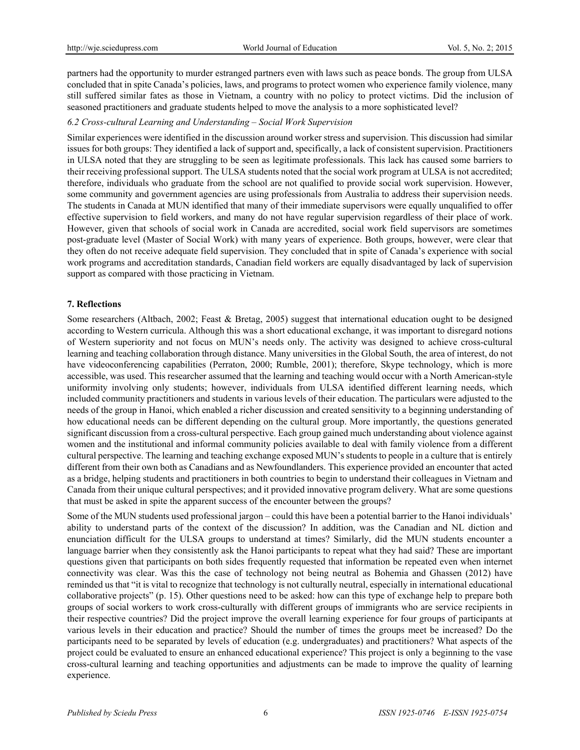partners had the opportunity to murder estranged partners even with laws such as peace bonds. The group from ULSA concluded that in spite Canada's policies, laws, and programs to protect women who experience family violence, many still suffered similar fates as those in Vietnam, a country with no policy to protect victims. Did the inclusion of seasoned practitioners and graduate students helped to move the analysis to a more sophisticated level?

### *6.2 Cross-cultural Learning and Understanding – Social Work Supervision*

Similar experiences were identified in the discussion around worker stress and supervision. This discussion had similar issues for both groups: They identified a lack of support and, specifically, a lack of consistent supervision. Practitioners in ULSA noted that they are struggling to be seen as legitimate professionals. This lack has caused some barriers to their receiving professional support. The ULSA students noted that the social work program at ULSA is not accredited; therefore, individuals who graduate from the school are not qualified to provide social work supervision. However, some community and government agencies are using professionals from Australia to address their supervision needs. The students in Canada at MUN identified that many of their immediate supervisors were equally unqualified to offer effective supervision to field workers, and many do not have regular supervision regardless of their place of work. However, given that schools of social work in Canada are accredited, social work field supervisors are sometimes post-graduate level (Master of Social Work) with many years of experience. Both groups, however, were clear that they often do not receive adequate field supervision. They concluded that in spite of Canada's experience with social work programs and accreditation standards, Canadian field workers are equally disadvantaged by lack of supervision support as compared with those practicing in Vietnam.

## 7. Reflections

Some researchers (Altbach, 2002; Feast & Bretag, 2005) suggest that international education ought to be designed according to Western curricula. Although this was a short educational exchange, it was important to disregard notions of Western superiority and not focus on MUN's needs only. The activity was designed to achieve cross-cultural learning and teaching collaboration through distance. Many universities in the Global South, the area of interest, do not have videoconferencing capabilities (Perraton, 2000; Rumble, 2001); therefore, Skype technology, which is more accessible, was used. This researcher assumed that the learning and teaching would occur with a North American-style uniformity involving only students; however, individuals from ULSA identified different learning needs, which included community practitioners and students in various levels of their education. The particulars were adjusted to the needs of the group in Hanoi, which enabled a richer discussion and created sensitivity to a beginning understanding of how educational needs can be different depending on the cultural group. More importantly, the questions generated significant discussion from a cross-cultural perspective. Each group gained much understanding about violence against women and the institutional and informal community policies available to deal with family violence from a different cultural perspective. The learning and teaching exchange exposed MUN's students to people in a culture that is entirely different from their own both as Canadians and as Newfoundlanders. This experience provided an encounter that acted as a bridge, helping students and practitioners in both countries to begin to understand their colleagues in Vietnam and Canada from their unique cultural perspectives; and it provided innovative program delivery. What are some questions that must be asked in spite the apparent success of the encounter between the groups?

Some of the MUN students used professional jargon – could this have been a potential barrier to the Hanoi individuals' ability to understand parts of the context of the discussion? In addition, was the Canadian and NL diction and enunciation difficult for the ULSA groups to understand at times? Similarly, did the MUN students encounter a language barrier when they consistently ask the Hanoi participants to repeat what they had said? These are important questions given that participants on both sides frequently requested that information be repeated even when internet connectivity was clear. Was this the case of technology not being neutral as Bohemia and Ghassen (2012) have reminded us that "it is vital to recognize that technology is not culturally neutral, especially in international educational collaborative projects" (p. 15). Other questions need to be asked: how can this type of exchange help to prepare both groups of social workers to work cross-culturally with different groups of immigrants who are service recipients in their respective countries? Did the project improve the overall learning experience for four groups of participants at various levels in their education and practice? Should the number of times the groups meet be increased? Do the participants need to be separated by levels of education (e.g. undergraduates) and practitioners? What aspects of the project could be evaluated to ensure an enhanced educational experience? This project is only a beginning to the vase cross-cultural learning and teaching opportunities and adjustments can be made to improve the quality of learning experience.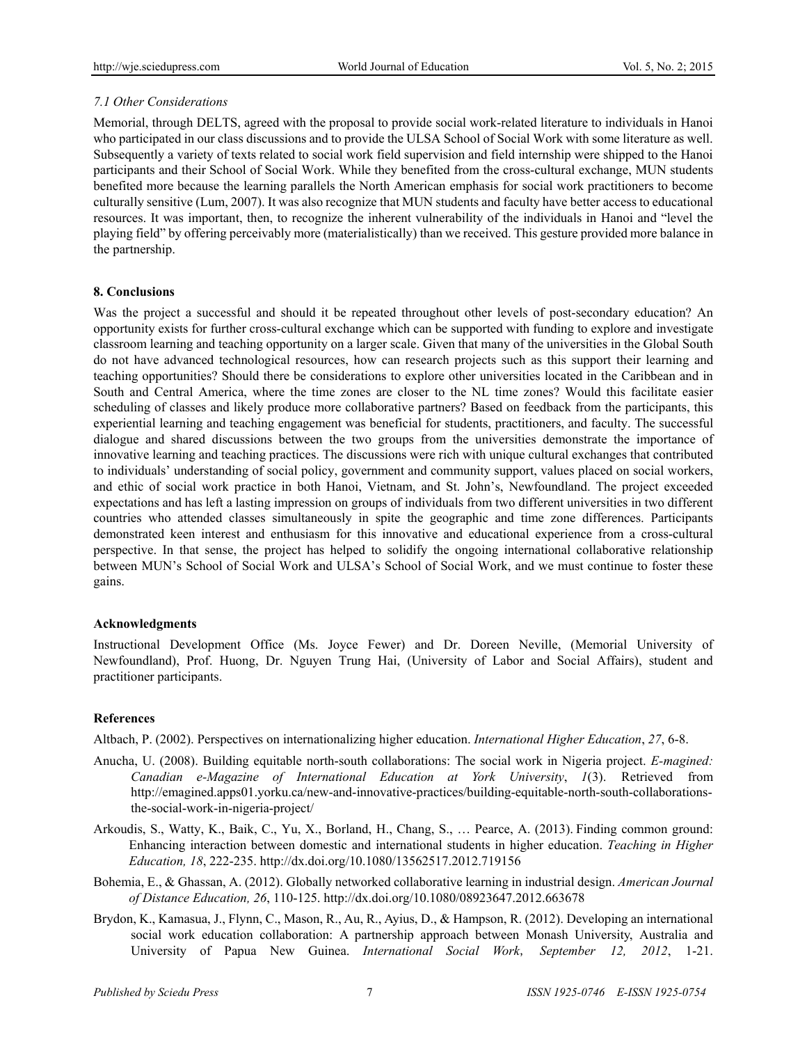### *7.1 Other Considerations*

Memorial, through DELTS, agreed with the proposal to provide social work-related literature to individuals in Hanoi who participated in our class discussions and to provide the ULSA School of Social Work with some literature as well. Subsequently a variety of texts related to social work field supervision and field internship were shipped to the Hanoi participants and their School of Social Work. While they benefited from the cross-cultural exchange, MUN students benefited more because the learning parallels the North American emphasis for social work practitioners to become culturally sensitive (Lum, 2007). It was also recognize that MUN students and faculty have better access to educational resources. It was important, then, to recognize the inherent vulnerability of the individuals in Hanoi and "level the playing field" by offering perceivably more (materialistically) than we received. This gesture provided more balance in the partnership.

## 8. Conclusions

Was the project a successful and should it be repeated throughout other levels of post-secondary education? An opportunity exists for further cross-cultural exchange which can be supported with funding to explore and investigate classroom learning and teaching opportunity on a larger scale. Given that many of the universities in the Global South do not have advanced technological resources, how can research projects such as this support their learning and teaching opportunities? Should there be considerations to explore other universities located in the Caribbean and in South and Central America, where the time zones are closer to the NL time zones? Would this facilitate easier scheduling of classes and likely produce more collaborative partners? Based on feedback from the participants, this experiential learning and teaching engagement was beneficial for students, practitioners, and faculty. The successful dialogue and shared discussions between the two groups from the universities demonstrate the importance of innovative learning and teaching practices. The discussions were rich with unique cultural exchanges that contributed to individuals' understanding of social policy, government and community support, values placed on social workers, and ethic of social work practice in both Hanoi, Vietnam, and St. John's, Newfoundland. The project exceeded expectations and has left a lasting impression on groups of individuals from two different universities in two different countries who attended classes simultaneously in spite the geographic and time zone differences. Participants demonstrated keen interest and enthusiasm for this innovative and educational experience from a cross-cultural perspective. In that sense, the project has helped to solidify the ongoing international collaborative relationship between MUN's School of Social Work and ULSA's School of Social Work, and we must continue to foster these gains.

## Acknowledgments

Instructional Development Office (Ms. Joyce Fewer) and Dr. Doreen Neville, (Memorial University of Newfoundland), Prof. Huong, Dr. Nguyen Trung Hai, (University of Labor and Social Affairs), student and practitioner participants.

## References

Altbach, P. (2002). Perspectives on internationalizing higher education. *International Higher Education*, *27*, 6-8.

Anucha, U. (2008). Building equitable north-south collaborations: The social work in Nigeria project. *E-magined: Canadian e-Magazine of International Education at York University*, *1*(3). Retrieved from http://emagined.apps01.yorku.ca/new-and-innovative-practices/building-equitable-north-south-collaborations-the-social-work-in-nigeria-project/

Arkoudis, S., Watty, K., Baik, C., Yu, X., Borland, H., Chang, S., … Pearce, A. (2013). Finding common ground: Enhancing interaction between domestic and international students in higher education. *Teaching in Higher Education, 18*, 222-235. http://dx.doi.org/10.1080/13562517.2012.719156

Bohemia, E., & Ghassan, A. (2012). Globally networked collaborative learning in industrial design. *American Journal of Distance Education, 26*, 110-125. http://dx.doi.org/10.1080/08923647.2012.663678

Brydon, K., Kamasua, J., Flynn, C., Mason, R., Au, R., Ayius, D., & Hampson, R. (2012). Developing an international social work education collaboration: A partnership approach between Monash University, Australia and University of Papua New Guinea. *International Social Work, September 12, 2012*, 1-21.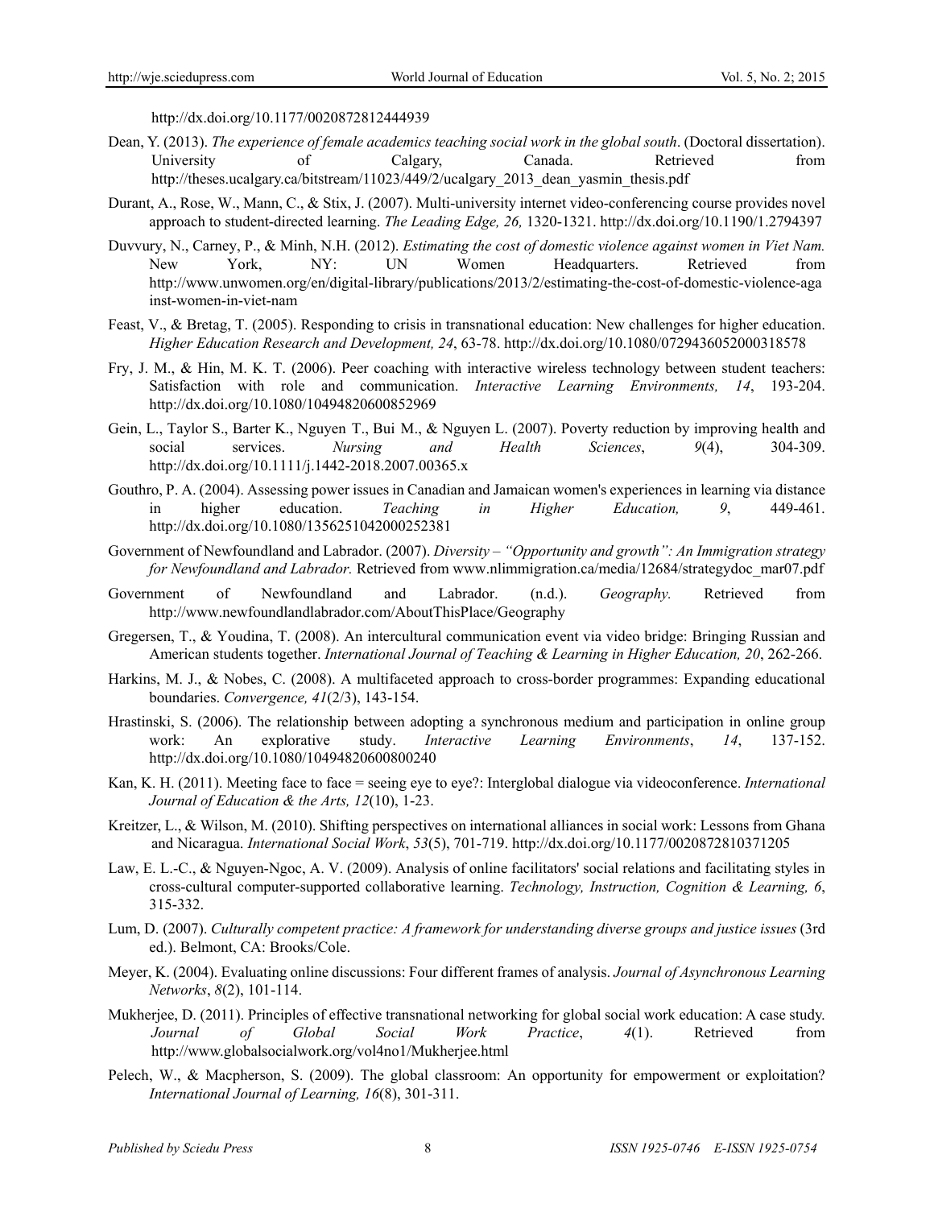http://dx.doi.org/10.1177/0020872812444939

Dean, Y. (2013). *The experience of female academics teaching social work in the global south*. (Doctoral dissertation). University of Calgary, Canada. Retrieved from http://theses.ucalgary.ca/bitstream/11023/449/2/ucalgary_2013_dean_yasmin_thesis.pdf

Durant, A., Rose, W., Mann, C., & Stix, J. (2007). Multi-university internet video-conferencing course provides novel approach to student-directed learning. *The Leading Edge, 26,* 1320-1321. http://dx.doi.org/10.1190/1.2794397

Duvvury, N., Carney, P., & Minh, N.H. (2012). *Estimating the cost of domestic violence against women in Viet Nam.* New York, NY: UN Women Headquarters. Retrieved from http://www.unwomen.org/en/digital-library/publications/2013/2/estimating-the-cost-of-domestic-violence-against-women-in-viet-nam

Feast, V., & Bretag, T. (2005). Responding to crisis in transnational education: New challenges for higher education. *Higher Education Research and Development, 24*, 63-78. http://dx.doi.org/10.1080/0729436052000318578

Fry, J. M., & Hin, M. K. T. (2006). Peer coaching with interactive wireless technology between student teachers: Satisfaction with role and communication. *Interactive Learning Environments, 14*, 193-204. http://dx.doi.org/10.1080/10494820600852969

Gein, L., Taylor S., Barter K., Nguyen T., Bui M., & Nguyen L. (2007). Poverty reduction by improving health and social services. *Nursing and Health Sciences*, *9*(4), 304-309. http://dx.doi.org/10.1111/j.1442-2018.2007.00365.x

Gouthro, P. A. (2004). Assessing power issues in Canadian and Jamaican women's experiences in learning via distance in higher education. *Teaching in Higher Education, 9*, 449-461. http://dx.doi.org/10.1080/1356251042000252381

Government of Newfoundland and Labrador. (2007). *Diversity – "Opportunity and growth": An Immigration strategy for Newfoundland and Labrador.* Retrieved from www.nlimmigration.ca/media/12684/strategydoc_mar07.pdf

Government of Newfoundland and Labrador. (n.d.). *Geography.* Retrieved from http://www.newfoundlandlabrador.com/AboutThisPlace/Geography

Gregersen, T., & Youdina, T. (2008). An intercultural communication event via video bridge: Bringing Russian and American students together. *International Journal of Teaching & Learning in Higher Education, 20*, 262-266.

Harkins, M. J., & Nobes, C. (2008). A multifaceted approach to cross-border programmes: Expanding educational boundaries. *Convergence, 41*(2/3), 143-154.

Hrastinski, S. (2006). The relationship between adopting a synchronous medium and participation in online group work: An explorative study. *Interactive Learning Environments*, *14*, 137-152. http://dx.doi.org/10.1080/10494820600800240

Kan, K. H. (2011). Meeting face to face = seeing eye to eye?: Interglobal dialogue via videoconference. *International Journal of Education & the Arts, 12*(10), 1-23.

Kreitzer, L., & Wilson, M. (2010). Shifting perspectives on international alliances in social work: Lessons from Ghana and Nicaragua. *International Social Work*, *53*(5), 701-719. http://dx.doi.org/10.1177/0020872810371205

Law, E. L.-C., & Nguyen-Ngoc, A. V. (2009). Analysis of online facilitators' social relations and facilitating styles in cross-cultural computer-supported collaborative learning. *Technology, Instruction, Cognition & Learning, 6*, 315-332.

Lum, D. (2007). *Culturally competent practice: A framework for understanding diverse groups and justice issues* (3rd ed.). Belmont, CA: Brooks/Cole.

Meyer, K. (2004). Evaluating online discussions: Four different frames of analysis. *Journal of Asynchronous Learning Networks*, *8*(2), 101-114.

Mukherjee, D. (2011). Principles of effective transnational networking for global social work education: A case study. *Journal of Global Social Work Practice*, *4*(1). Retrieved from http://www.globalsocialwork.org/vol4no1/Mukherjee.html

Pelech, W., & Macpherson, S. (2009). The global classroom: An opportunity for empowerment or exploitation? *International Journal of Learning, 16*(8), 301-311.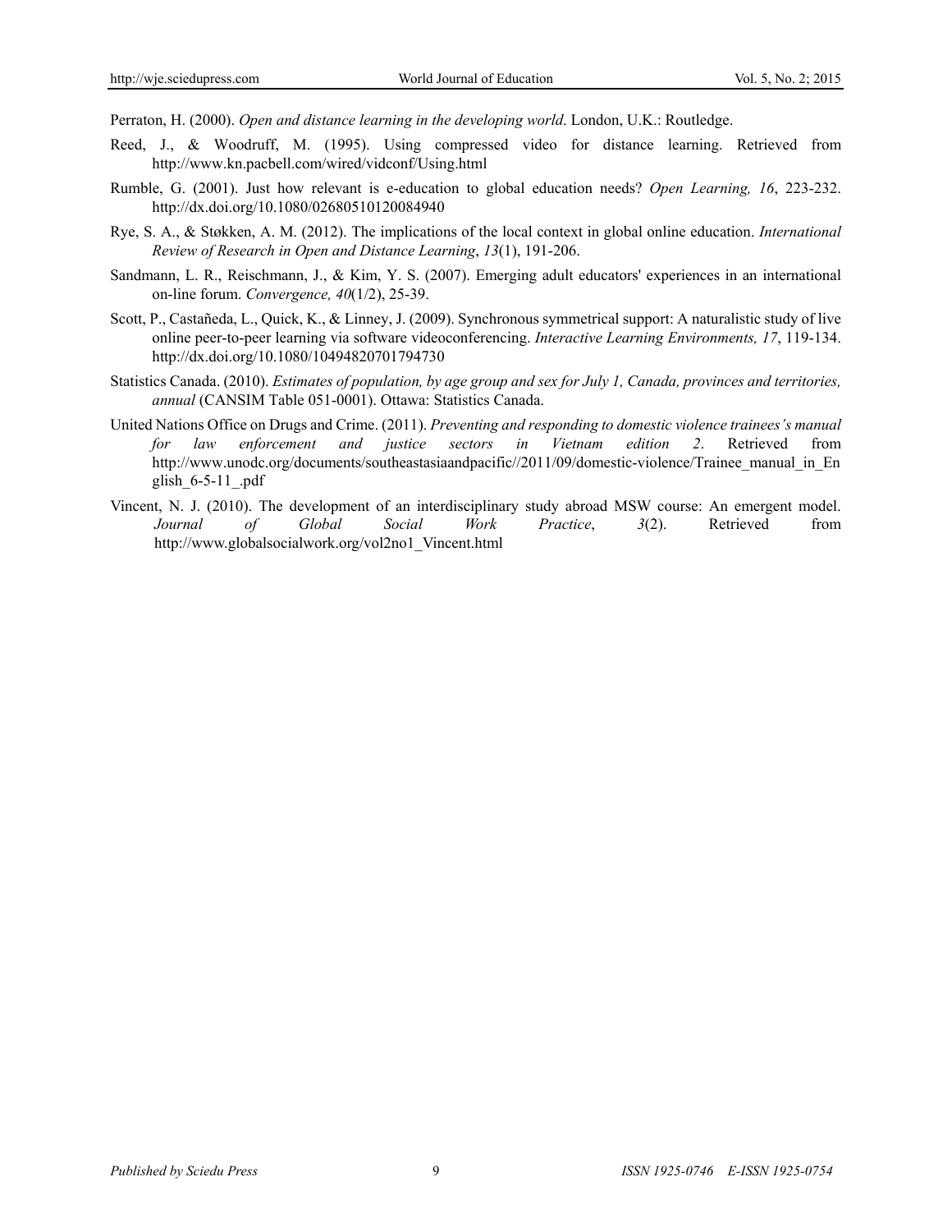Perraton, H. (2000). *Open and distance learning in the developing world*. London, U.K.: Routledge.

Reed, J., & Woodruff, M. (1995). Using compressed video for distance learning. Retrieved from http://www.kn.pacbell.com/wired/vidconf/Using.html

Rumble, G. (2001). Just how relevant is e-education to global education needs? *Open Learning, 16*, 223-232. http://dx.doi.org/10.1080/02680510120084940

Rye, S. A., & Støkken, A. M. (2012). The implications of the local context in global online education. *International Review of Research in Open and Distance Learning*, *13*(1), 191-206.

Sandmann, L. R., Reischmann, J., & Kim, Y. S. (2007). Emerging adult educators' experiences in an international on-line forum. *Convergence, 40*(1/2), 25-39.

Scott, P., Castañeda, L., Quick, K., & Linney, J. (2009). Synchronous symmetrical support: A naturalistic study of live online peer-to-peer learning via software videoconferencing. *Interactive Learning Environments, 17*, 119-134. http://dx.doi.org/10.1080/10494820701794730

Statistics Canada. (2010). *Estimates of population, by age group and sex for July 1, Canada, provinces and territories, annual* (CANSIM Table 051-0001). Ottawa: Statistics Canada.

United Nations Office on Drugs and Crime. (2011). *Preventing and responding to domestic violence trainees's manual for law enforcement and justice sectors in Vietnam edition 2*. Retrieved from http://www.unodc.org/documents/southeastasiaandpacific//2011/09/domestic-violence/Trainee_manual_in_English_6-5-11_.pdf

Vincent, N. J. (2010). The development of an interdisciplinary study abroad MSW course: An emergent model. *Journal of Global Social Work Practice*, *3*(2). Retrieved from http://www.globalsocialwork.org/vol2no1_Vincent.html